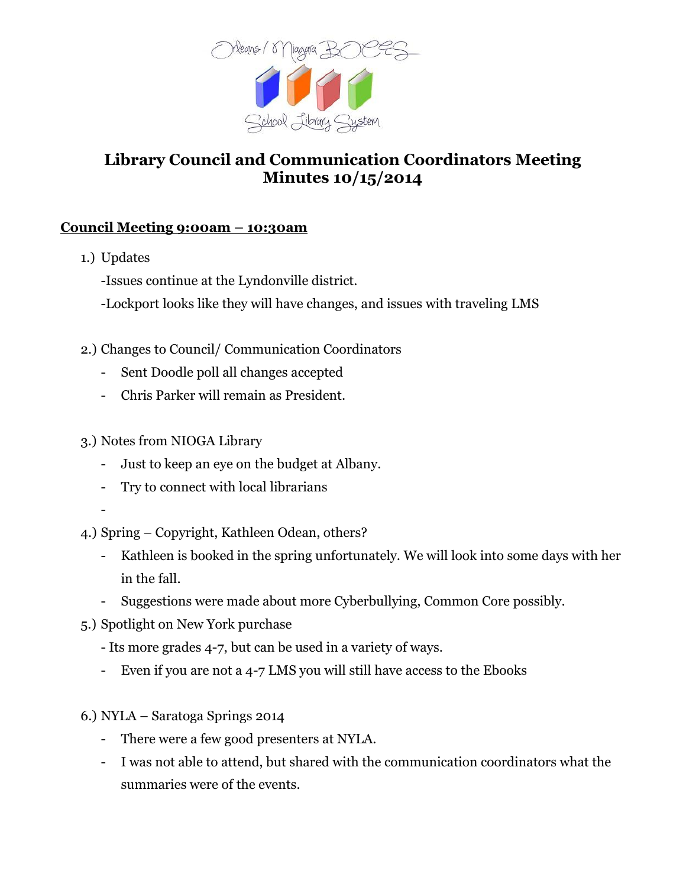Orleans / Niagara BOCES School Library System

# Library Council and Communication Coordinators Meeting Minutes 10/15/2014

## Council Meeting 9:00am – 10:30am

1.) Updates

-Issues continue at the Lyndonville district.

-Lockport looks like they will have changes, and issues with traveling LMS

2.) Changes to Council/ Communication Coordinators

- Sent Doodle poll all changes accepted
- Chris Parker will remain as President.

3.) Notes from NIOGA Library

- Just to keep an eye on the budget at Albany.
- Try to connect with local librarians
-

4.) Spring – Copyright, Kathleen Odean, others?

- Kathleen is booked in the spring unfortunately. We will look into some days with her in the fall.
- Suggestions were made about more Cyberbullying, Common Core possibly.

5.) Spotlight on New York purchase

- Its more grades 4-7, but can be used in a variety of ways.
- Even if you are not a 4-7 LMS you will still have access to the Ebooks

6.) NYLA – Saratoga Springs 2014

- There were a few good presenters at NYLA.
- I was not able to attend, but shared with the communication coordinators what the summaries were of the events.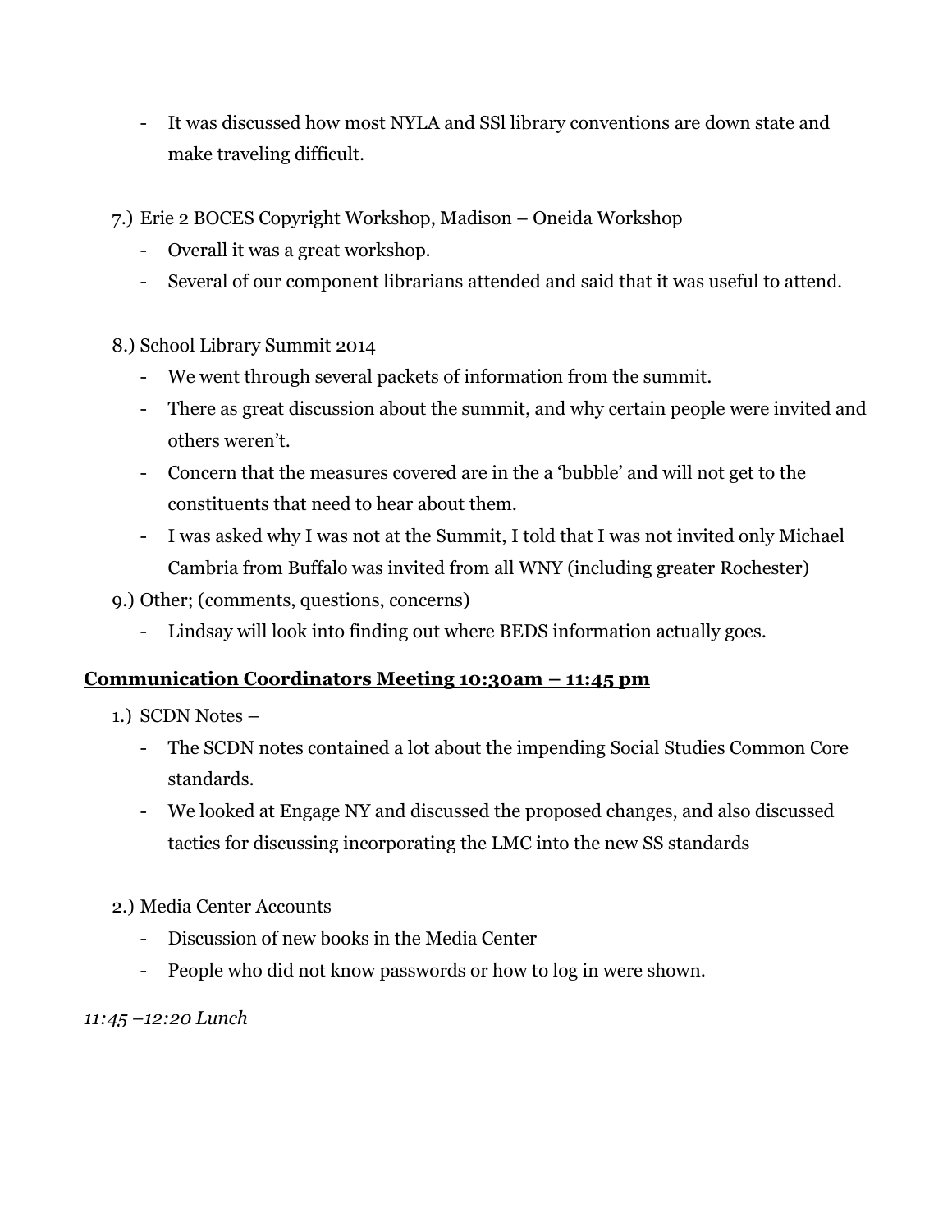- It was discussed how most NYLA and SSl library conventions are down state and make traveling difficult.

7.) Erie 2 BOCES Copyright Workshop, Madison – Oneida Workshop
   - Overall it was a great workshop.
   - Several of our component librarians attended and said that it was useful to attend.

8.) School Library Summit 2014
   - We went through several packets of information from the summit.
   - There as great discussion about the summit, and why certain people were invited and others weren't.
   - Concern that the measures covered are in the a 'bubble' and will not get to the constituents that need to hear about them.
   - I was asked why I was not at the Summit, I told that I was not invited only Michael Cambria from Buffalo was invited from all WNY (including greater Rochester)

9.) Other; (comments, questions, concerns)
   - Lindsay will look into finding out where BEDS information actually goes.

**Communication Coordinators Meeting 10:30am – 11:45 pm**

1.) SCDN Notes –
   - The SCDN notes contained a lot about the impending Social Studies Common Core standards.
   - We looked at Engage NY and discussed the proposed changes, and also discussed tactics for discussing incorporating the LMC into the new SS standards

2.) Media Center Accounts
   - Discussion of new books in the Media Center
   - People who did not know passwords or how to log in were shown.

*11:45 –12:20 Lunch*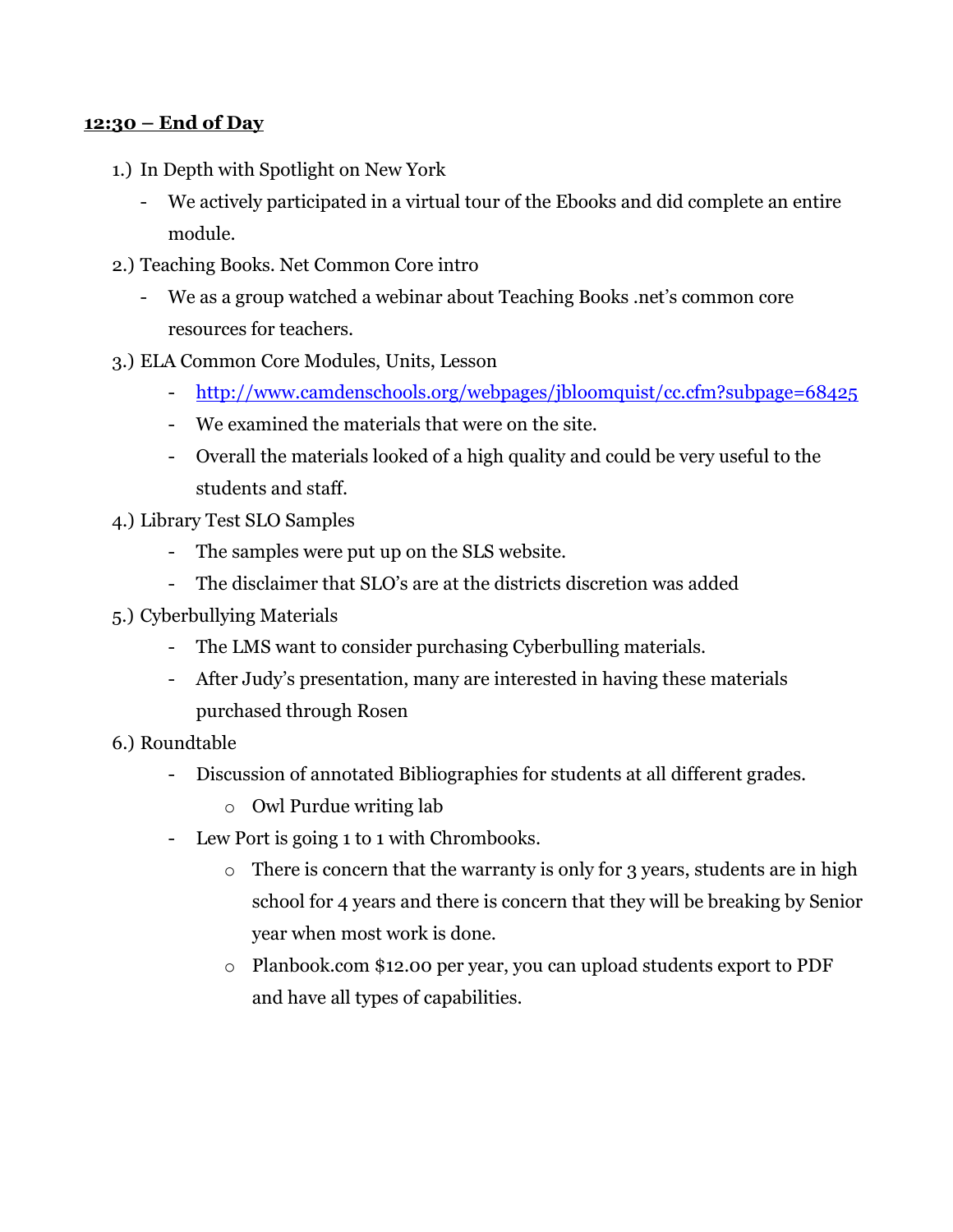**12:30 – End of Day**

1.) In Depth with Spotlight on New York
   - We actively participated in a virtual tour of the Ebooks and did complete an entire module.
2.) Teaching Books. Net Common Core intro
   - We as a group watched a webinar about Teaching Books .net's common core resources for teachers.
3.) ELA Common Core Modules, Units, Lesson
   - http://www.camdenschools.org/webpages/jbloomquist/cc.cfm?subpage=68425
   - We examined the materials that were on the site.
   - Overall the materials looked of a high quality and could be very useful to the students and staff.
4.) Library Test SLO Samples
   - The samples were put up on the SLS website.
   - The disclaimer that SLO's are at the districts discretion was added
5.) Cyberbullying Materials
   - The LMS want to consider purchasing Cyberbulling materials.
   - After Judy's presentation, many are interested in having these materials purchased through Rosen
6.) Roundtable
   - Discussion of annotated Bibliographies for students at all different grades.
     - Owl Purdue writing lab
   - Lew Port is going 1 to 1 with Chrombooks.
     - There is concern that the warranty is only for 3 years, students are in high school for 4 years and there is concern that they will be breaking by Senior year when most work is done.
     - Planbook.com $12.00 per year, you can upload students export to PDF and have all types of capabilities.